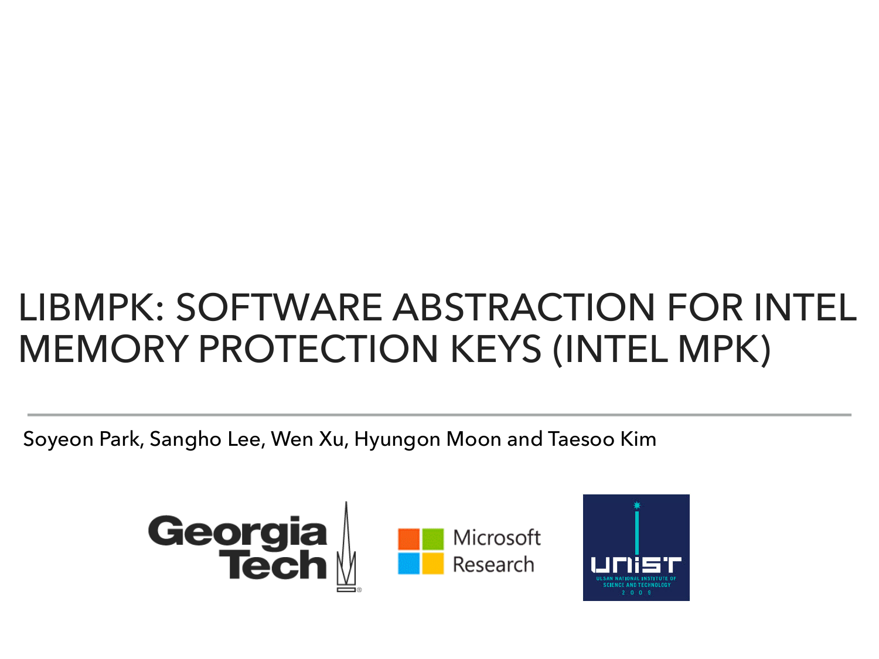# LIBMPK: SOFTWARE ABSTRACTION FOR INTEL MEMORY PROTECTION KEYS (INTEL MPK)

Soyeon Park, Sangho Lee, Wen Xu, Hyungon Moon and Taesoo Kim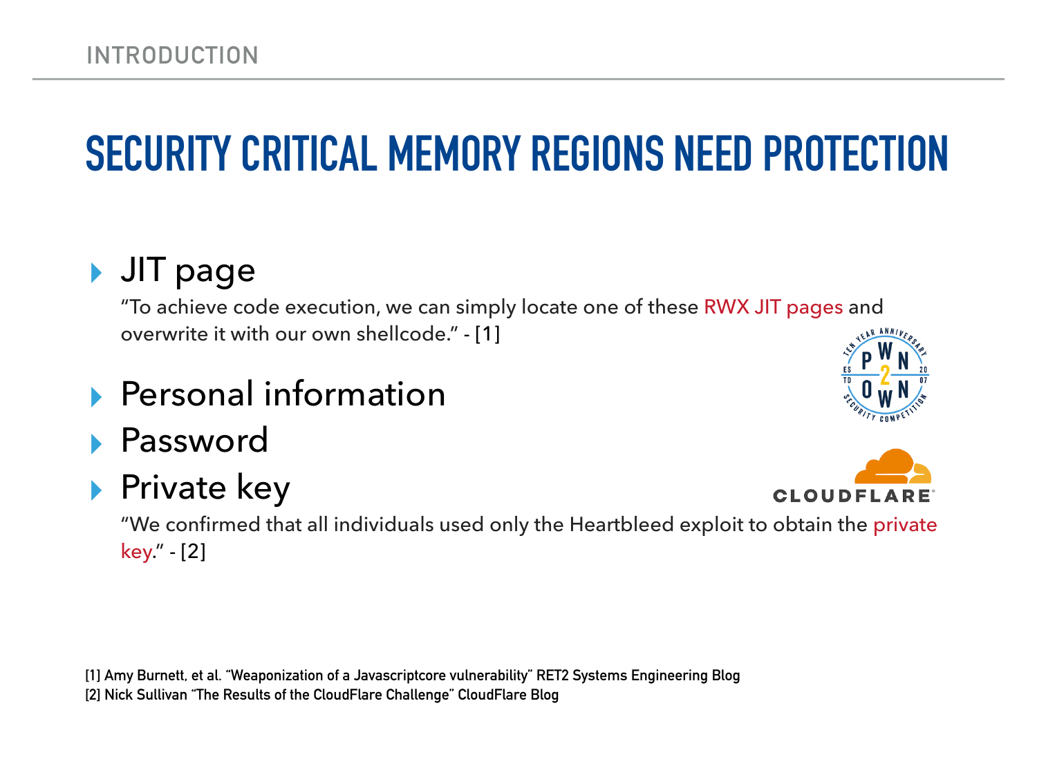# SECURITY CRITICAL MEMORY REGIONS NEED PROTECTION

- JIT page

  "To achieve code execution, we can simply locate one of these RWX JIT pages and overwrite it with our own shellcode." - [1]

- Personal information
- Password
- Private key

  "We confirmed that all individuals used only the Heartbleed exploit to obtain the private key." - [2]

[1] Amy Burnett, et al. "Weaponization of a Javascriptcore vulnerability" RET2 Systems Engineering Blog
[2] Nick Sullivan "The Results of the CloudFlare Challenge" CloudFlare Blog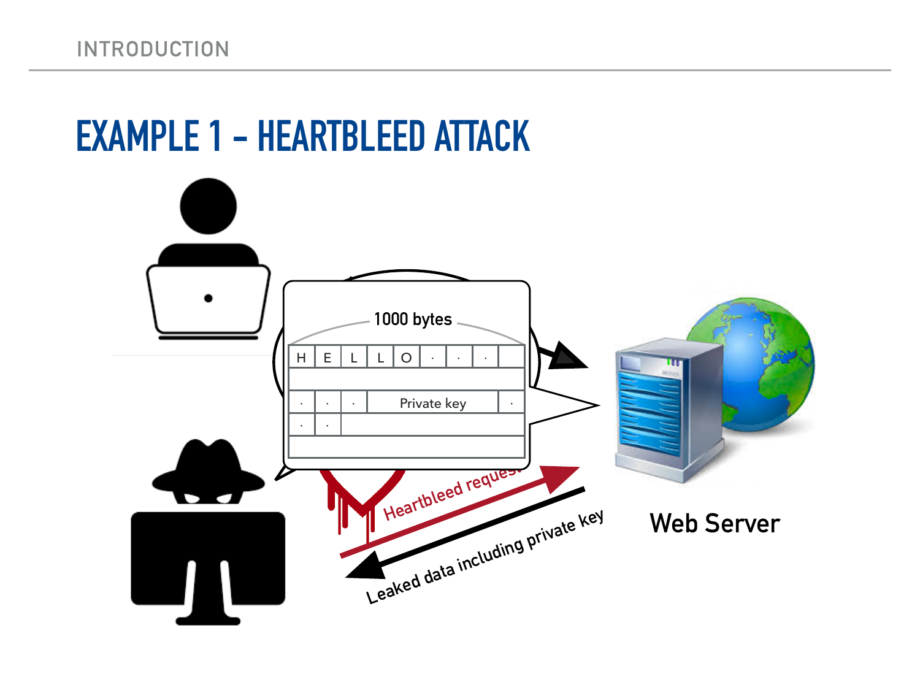# EXAMPLE 1 – HEARTBLEED ATTACK

1000 bytes

| H | E | L | L | O | · | · | · | |
|---|---|---|---|---|---|---|---|---|
| | | | | | | | | |
| · | · | · | Private key | | | | | · |
| · | · | | | | | | | |
| | | | | | | | | |

Heartbleed request

Leaked data including private key

Web Server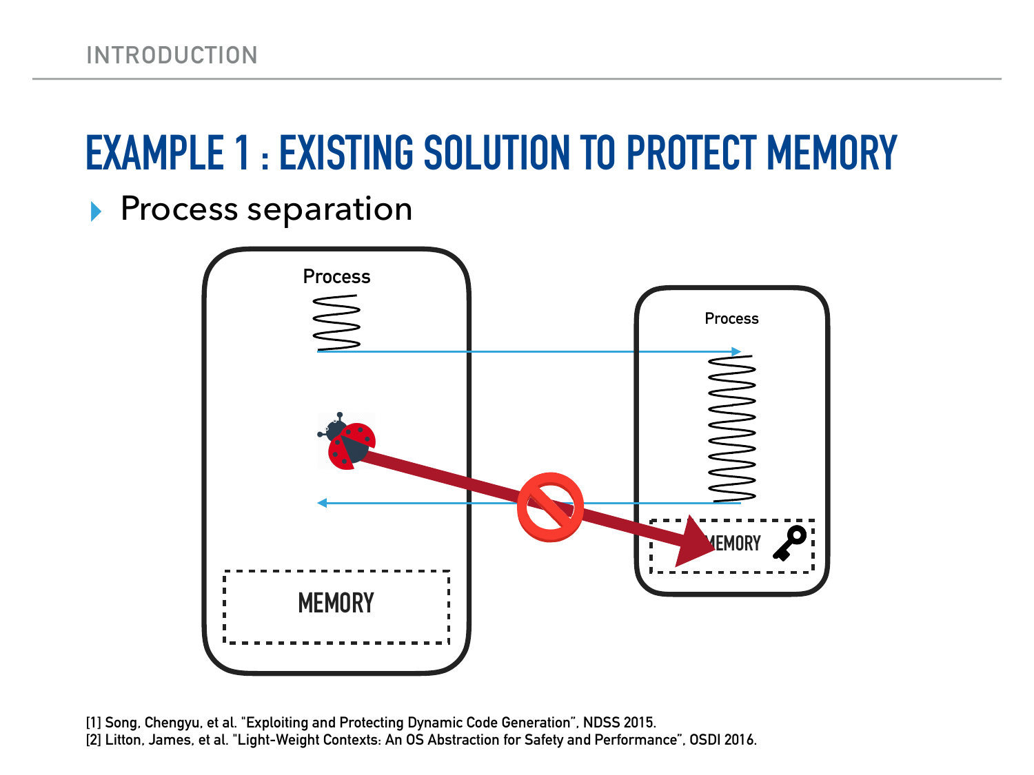# EXAMPLE 1 : EXISTING SOLUTION TO PROTECT MEMORY

- Process separation

Process

MEMORY

Process

MEMORY

[1] Song, Chengyu, et al. "Exploiting and Protecting Dynamic Code Generation", NDSS 2015.
[2] Litton, James, et al. "Light-Weight Contexts: An OS Abstraction for Safety and Performance", OSDI 2016.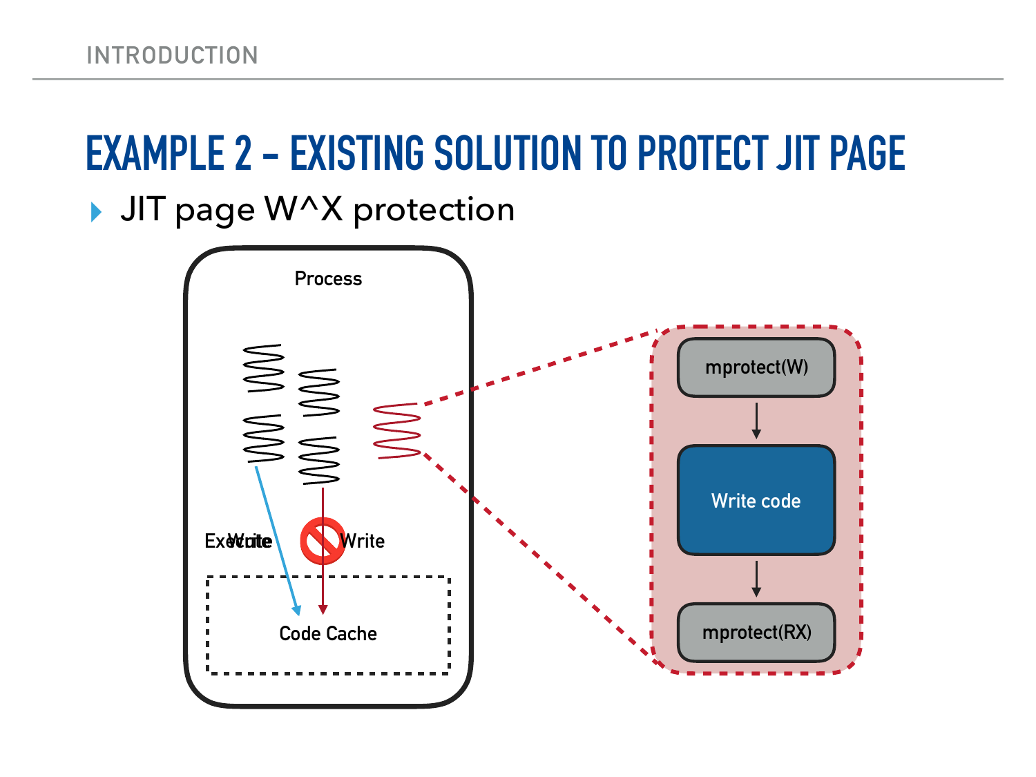# EXAMPLE 2 - EXISTING SOLUTION TO PROTECT JIT PAGE

- JIT page W^X protection

Process

Execute / Write

Write

Code Cache

mprotect(W)

Write code

mprotect(RX)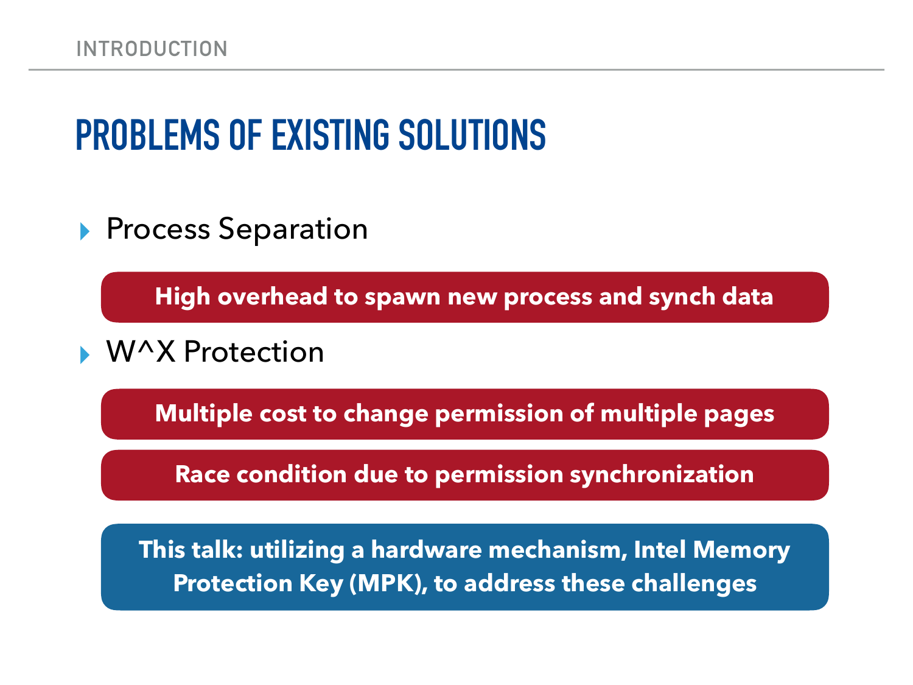# PROBLEMS OF EXISTING SOLUTIONS

- Process Separation

**High overhead to spawn new process and synch data**

- W^X Protection

**Multiple cost to change permission of multiple pages**

**Race condition due to permission synchronization**

**This talk: utilizing a hardware mechanism, Intel Memory Protection Key (MPK), to address these challenges**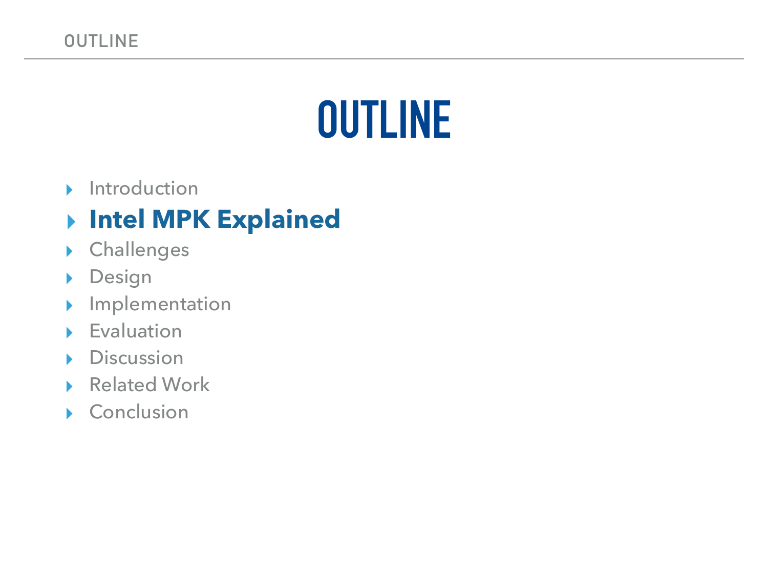# OUTLINE

- Introduction
- **Intel MPK Explained**
- Challenges
- Design
- Implementation
- Evaluation
- Discussion
- Related Work
- Conclusion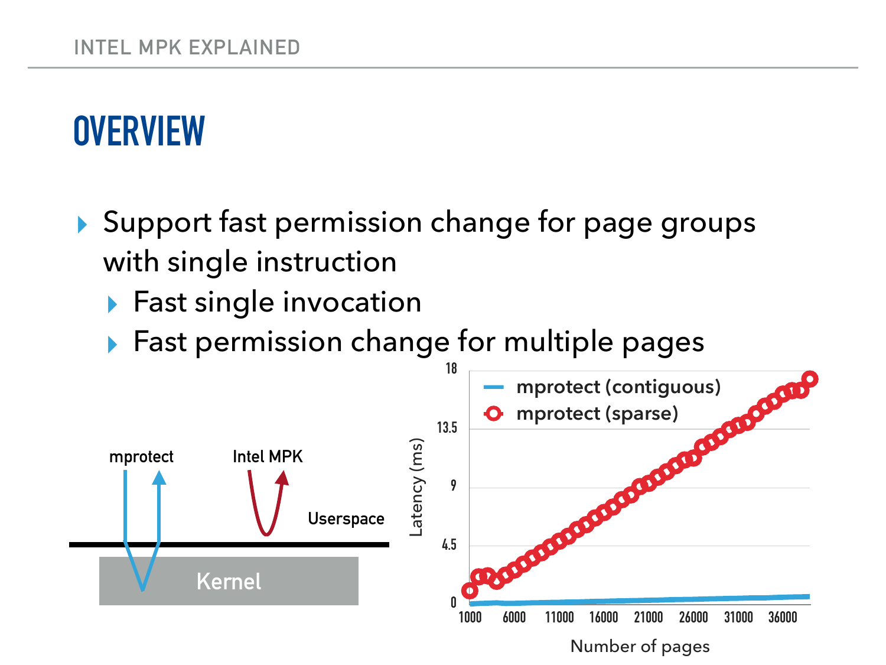# OVERVIEW

- Support fast permission change for page groups with single instruction
  - Fast single invocation
  - Fast permission change for multiple pages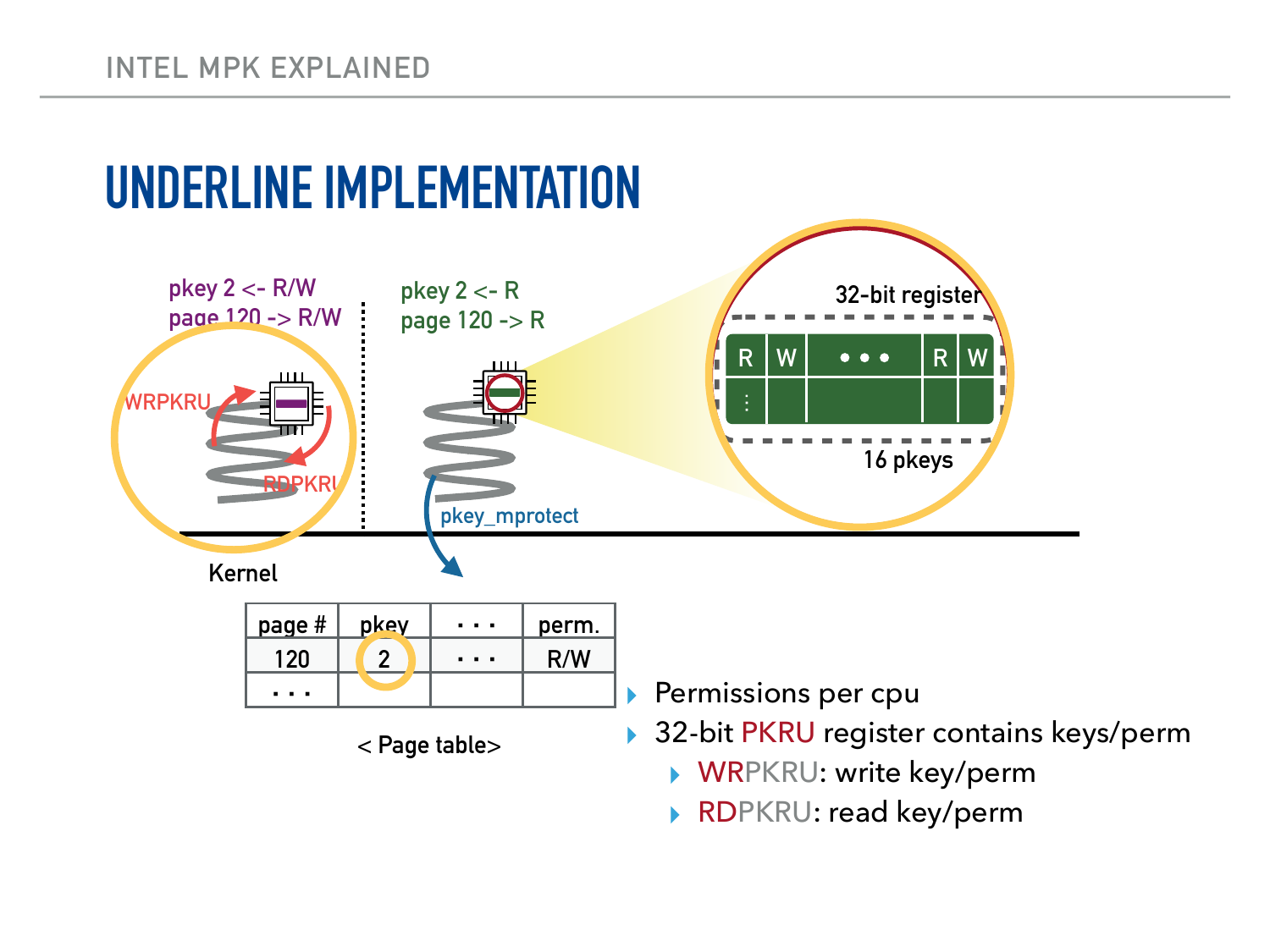# UNDERLINE IMPLEMENTATION

pkey 2 <- R/W
page 120 -> R/W

WRPKRU

RDPKRU

Kernel

pkey 2 <- R
page 120 -> R

pkey_mprotect

32-bit register

| R | W | • • • | R | W |
|---|---|---|---|---|
| ⋮ | | | | |

16 pkeys

| page # | pkey | · · · | perm. |
|---|---|---|---|
| 120 | 2 | · · · | R/W |
| · · · | | | |

< Page table>

- Permissions per cpu
- 32-bit PKRU register contains keys/perm
  - WRPKRU: write key/perm
  - RDPKRU: read key/perm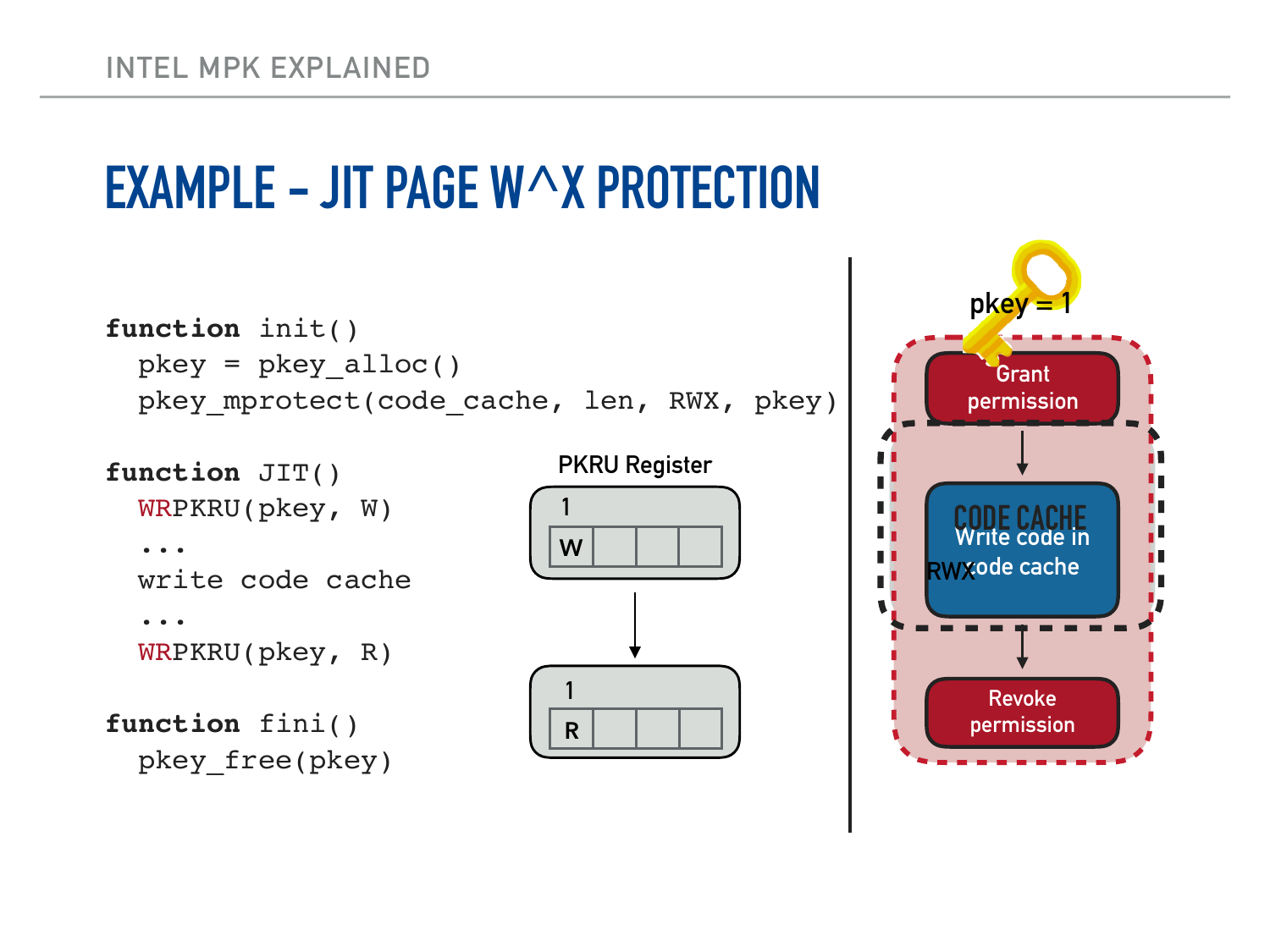# EXAMPLE – JIT PAGE W^X PROTECTION

```
function init()
  pkey = pkey_alloc()
  pkey_mprotect(code_cache, len, RWX, pkey)

function JIT()
  WRPKRU(pkey, W)
  ...
  write code cache
  ...
  WRPKRU(pkey, R)

function fini()
  pkey_free(pkey)
```

PKRU Register

| 1 | | | |
|---|---|---|---|
| W | | | |

| 1 | | | |
|---|---|---|---|
| R | | | |

pkey = 1

Grant permission

CODE CACHE

RWX

Write code in code cache

Revoke permission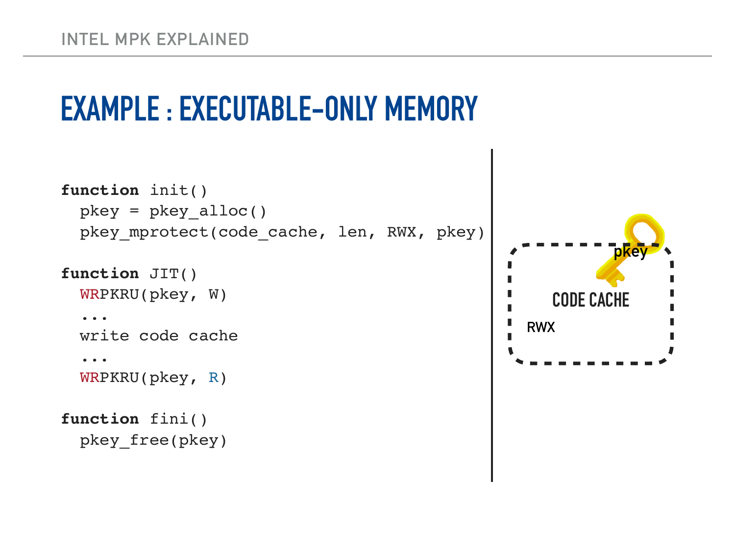# EXAMPLE : EXECUTABLE-ONLY MEMORY

```
function init()
  pkey = pkey_alloc()
  pkey_mprotect(code_cache, len, RWX, pkey)

function JIT()
  WRPKRU(pkey, W)
  ...
  write code cache
  ...
  WRPKRU(pkey, R)

function fini()
  pkey_free(pkey)
```

pkey

CODE CACHE

RWX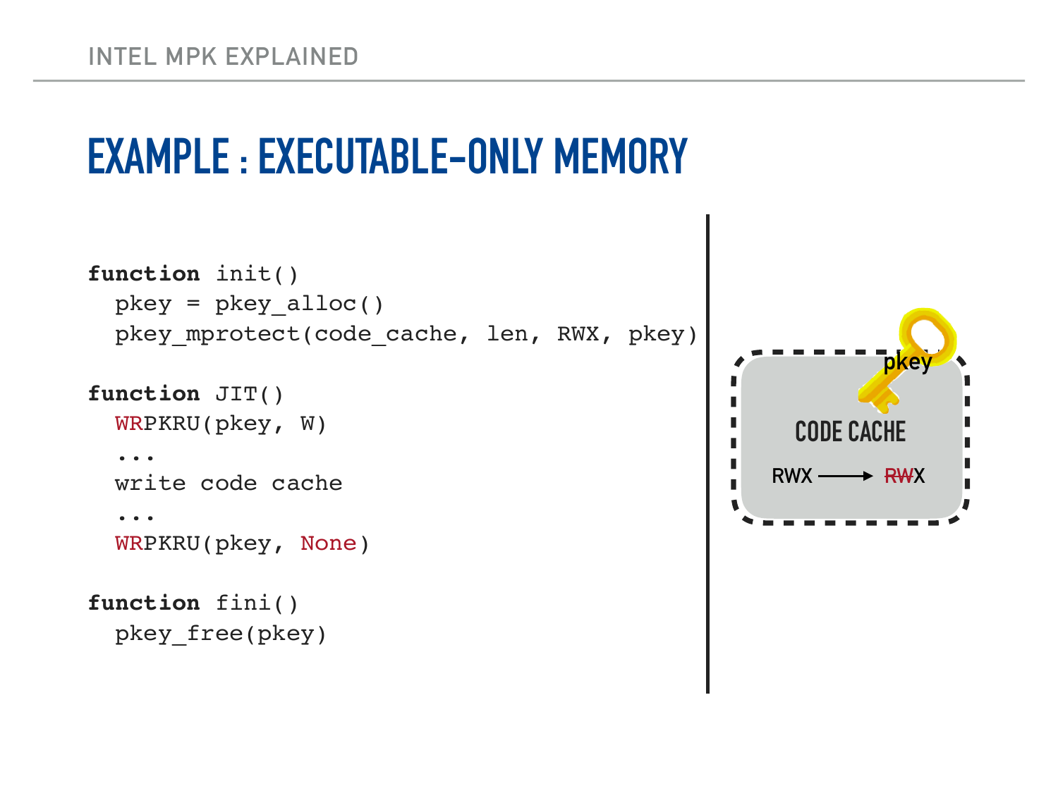# EXAMPLE : EXECUTABLE-ONLY MEMORY

```
function init()
  pkey = pkey_alloc()
  pkey_mprotect(code_cache, len, RWX, pkey)

function JIT()
  WRPKRU(pkey, W)
  ...
  write code cache
  ...
  WRPKRU(pkey, None)

function fini()
  pkey_free(pkey)
```

pkey

CODE CACHE

RWX ⟶ ~~RW~~X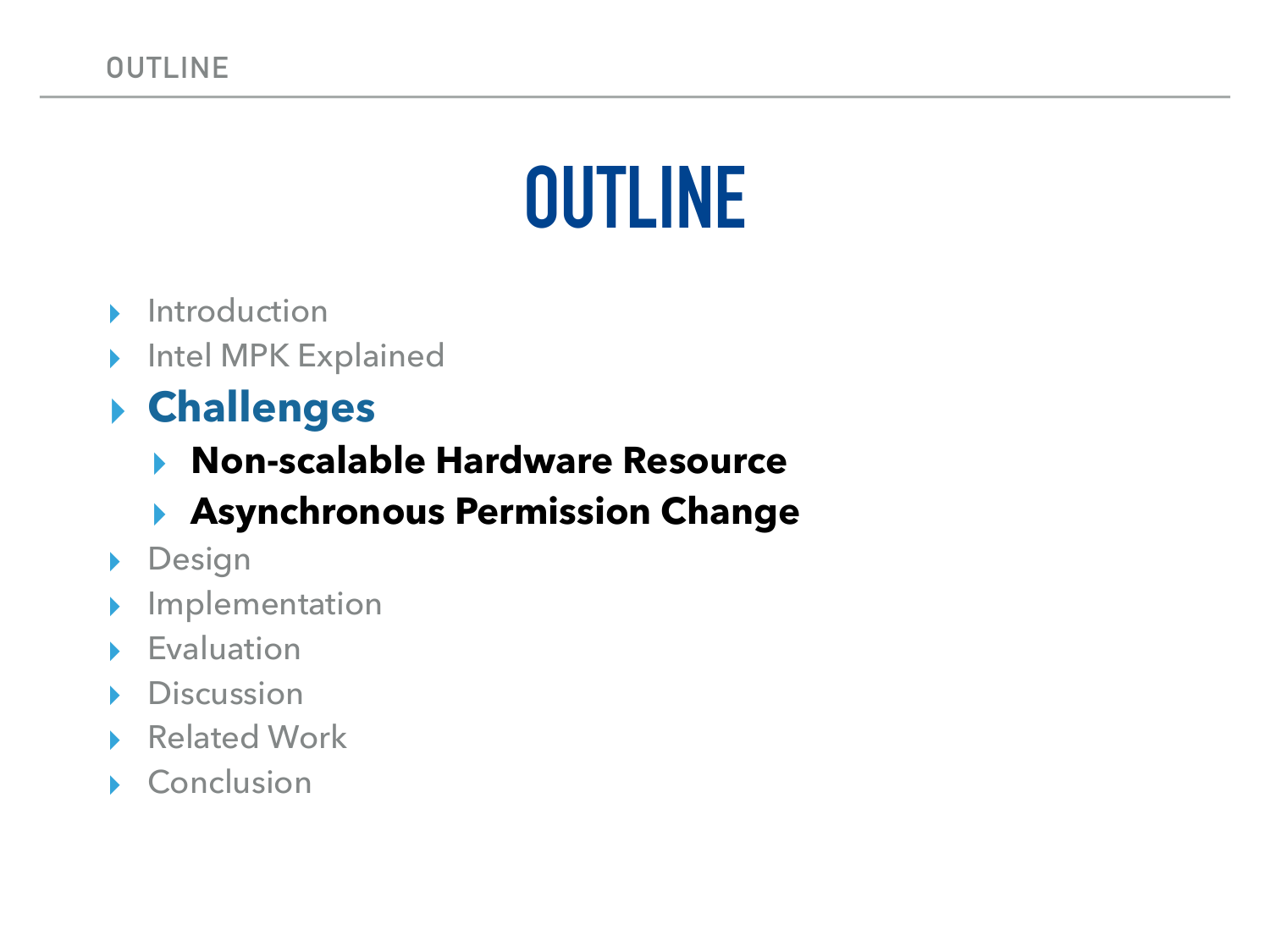# OUTLINE

- Introduction
- Intel MPK Explained
- **Challenges**
  - **Non-scalable Hardware Resource**
  - **Asynchronous Permission Change**
- Design
- Implementation
- Evaluation
- Discussion
- Related Work
- Conclusion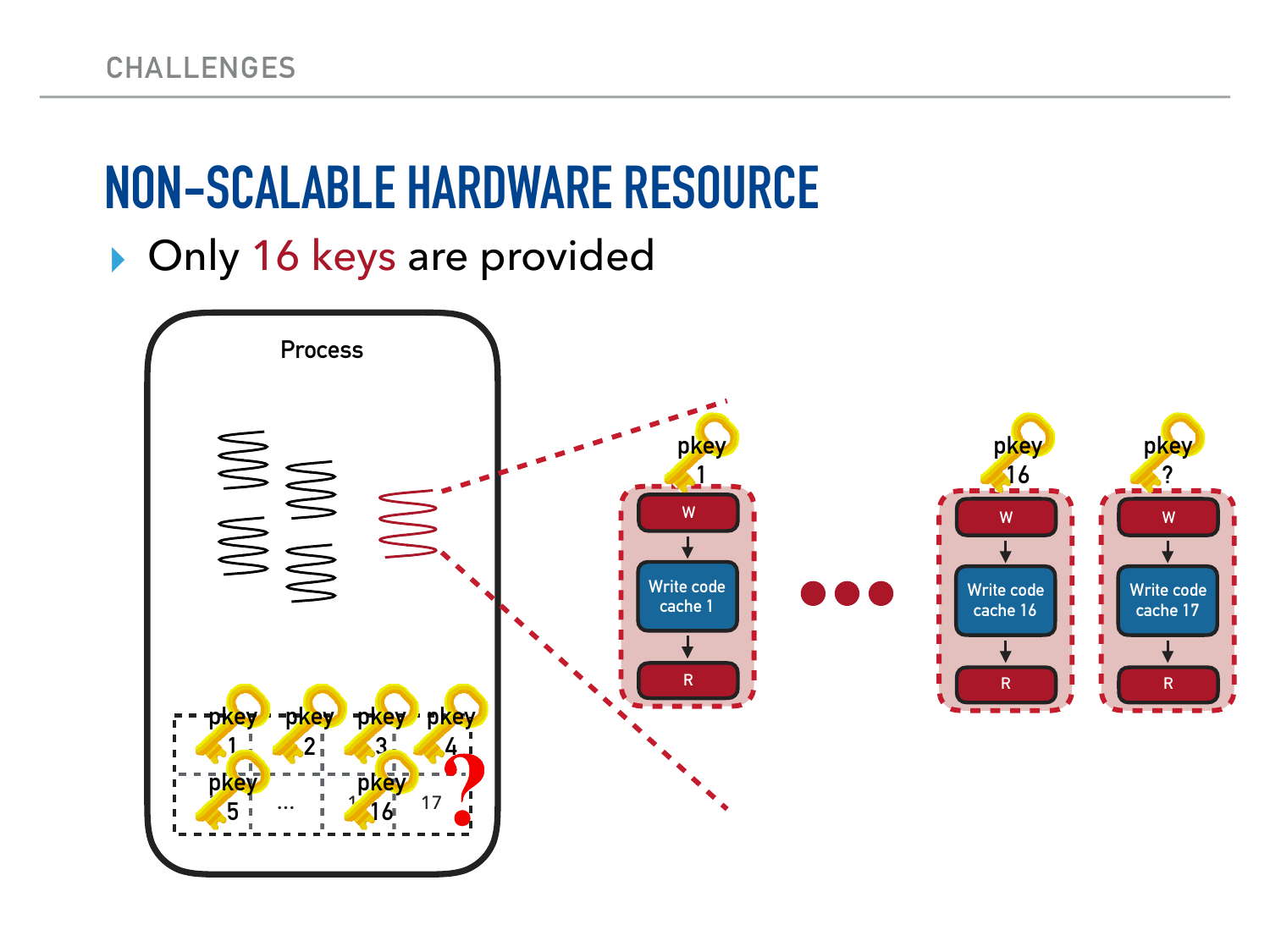CHALLENGES

# NON-SCALABLE HARDWARE RESOURCE

- Only 16 keys are provided

Process

pkey 1 | pkey 2 | pkey 3 | pkey 4
pkey 5 | ... | pkey 16 | 17 ?

pkey 1: W → Write code cache 1 → R

●●●

pkey 16: W → Write code cache 16 → R

pkey ?: W → Write code cache 17 → R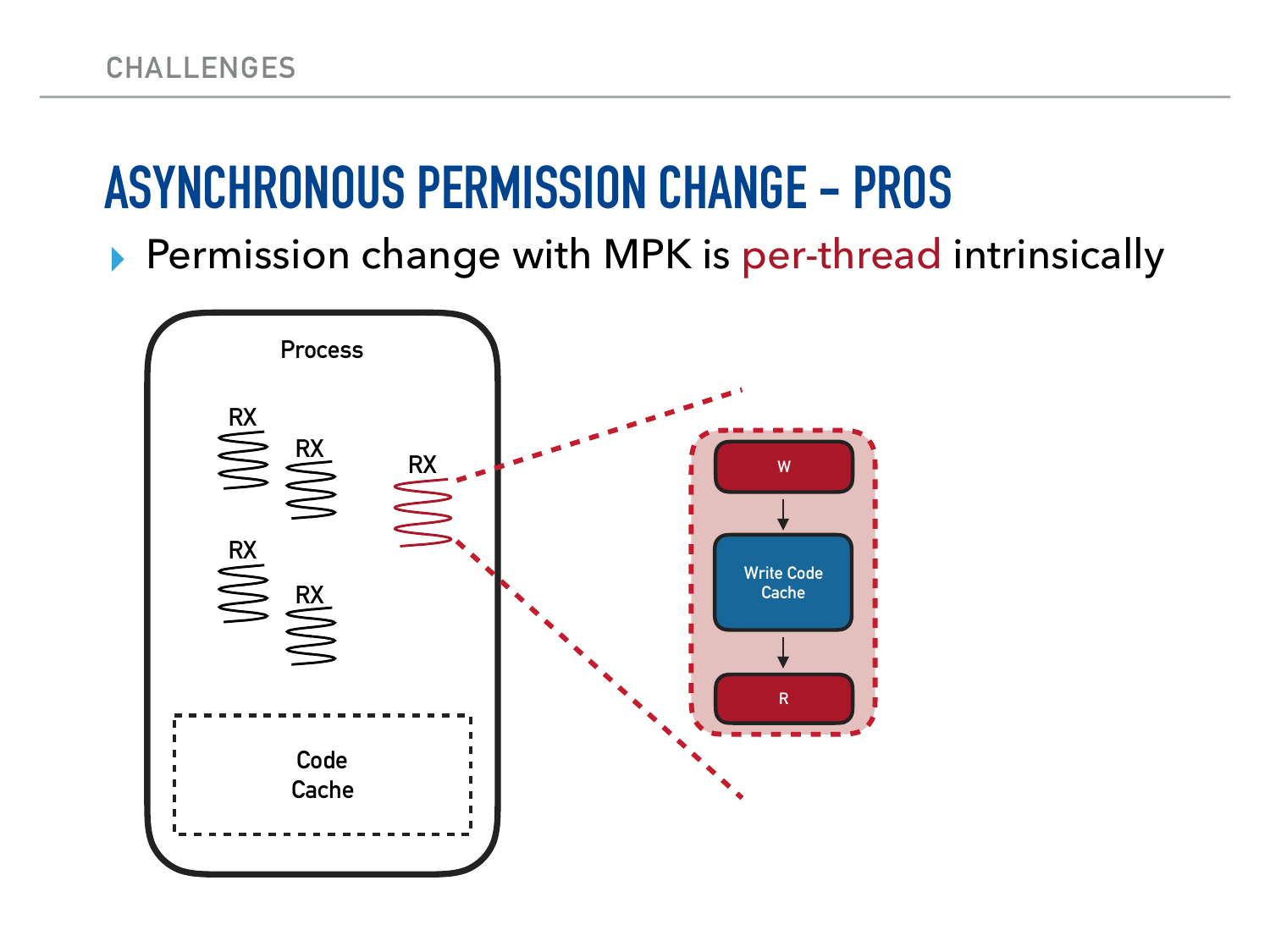CHALLENGES

# ASYNCHRONOUS PERMISSION CHANGE – PROS

- Permission change with MPK is per-thread intrinsically

Process

RX RX RX RX RX

Code Cache

W → Write Code Cache → R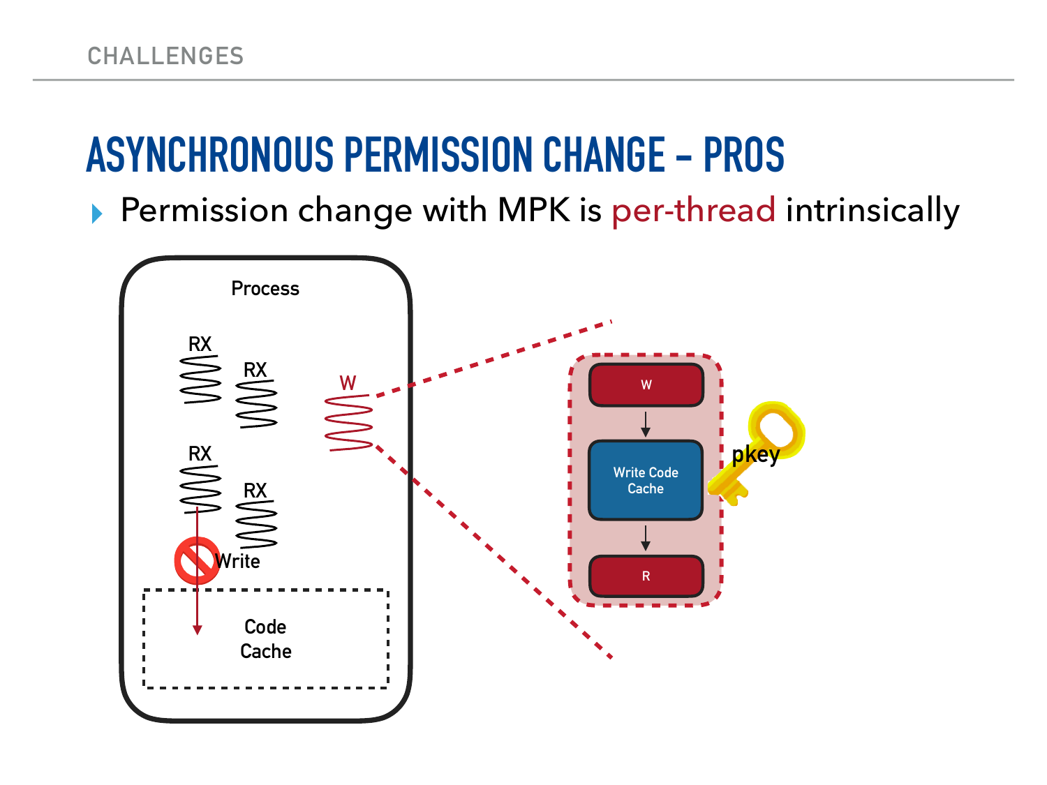# ASYNCHRONOUS PERMISSION CHANGE - PROS

- Permission change with MPK is per-thread intrinsically

Process

RX RX RX RX W

Write

Code Cache

W → Write Code Cache → R

pkey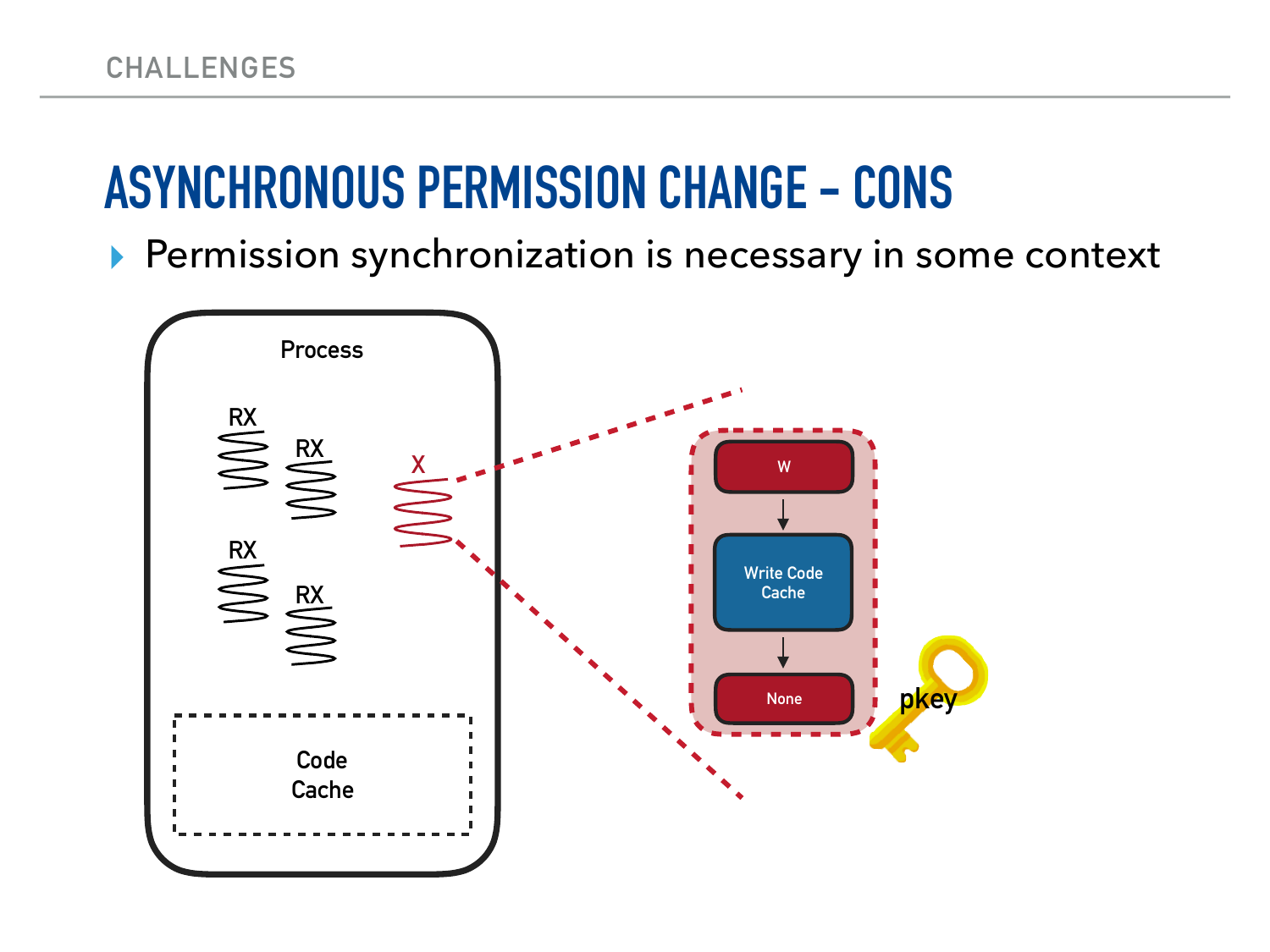# ASYNCHRONOUS PERMISSION CHANGE - CONS

- Permission synchronization is necessary in some context

Process

RX RX RX RX X

Code Cache

W → Write Code Cache → None

pkey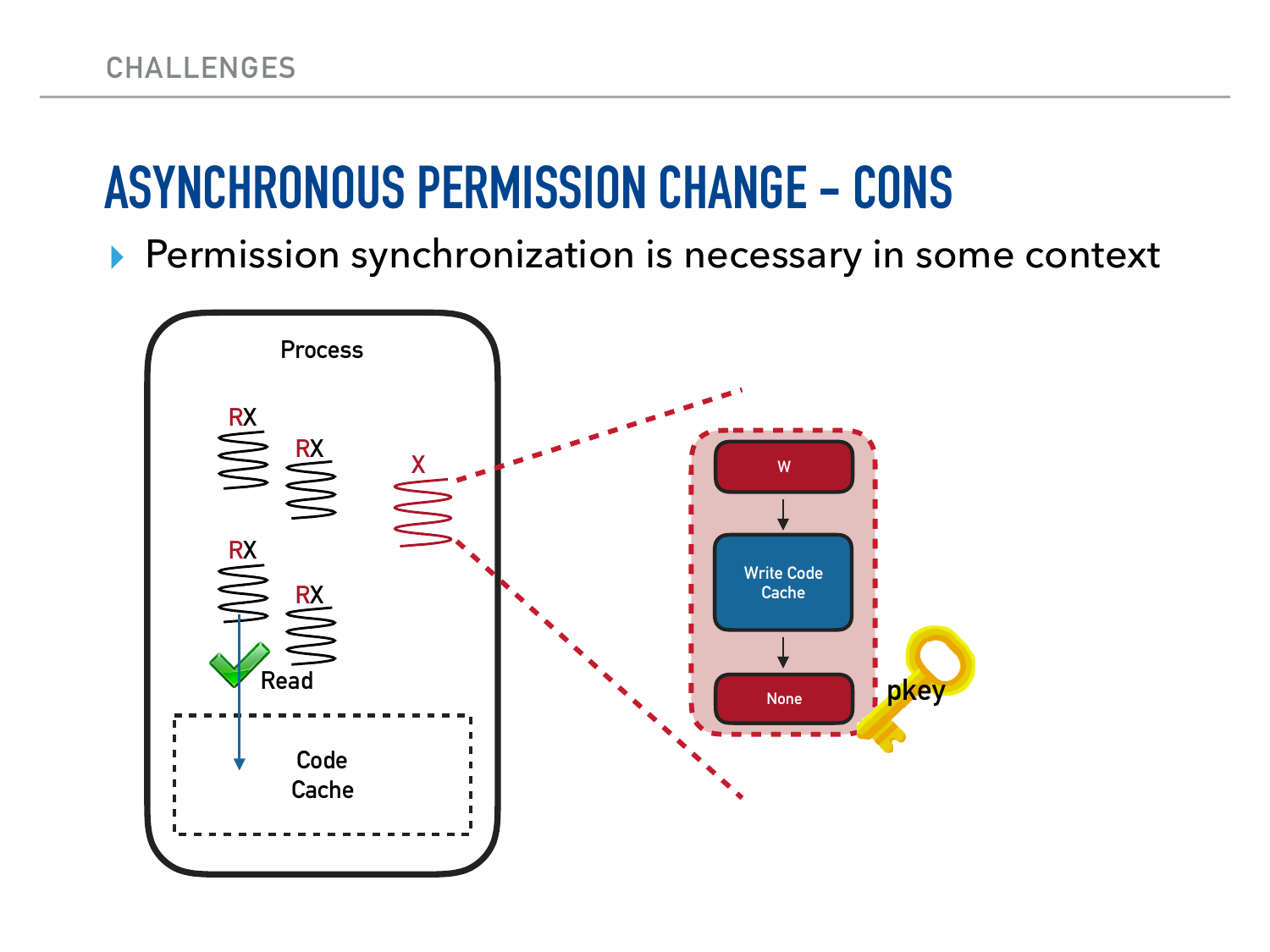## ASYNCHRONOUS PERMISSION CHANGE - CONS

- Permission synchronization is necessary in some context

Process

RX RX X RX RX

Read

Code Cache

W → Write Code Cache → None

pkey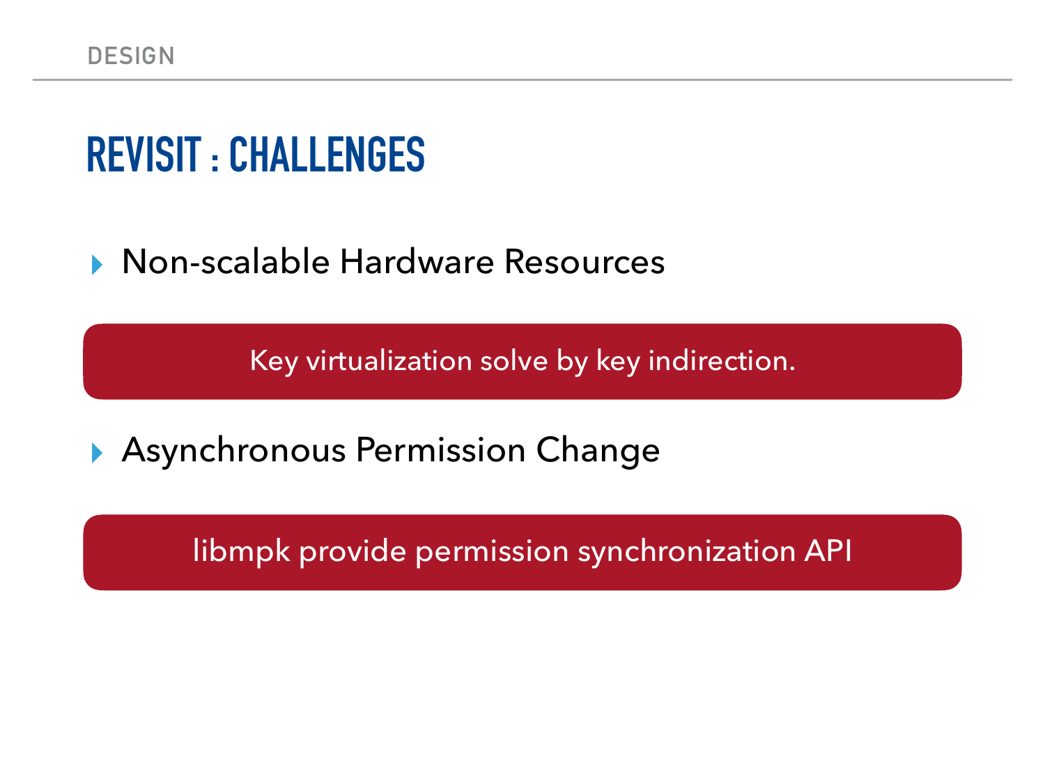# REVISIT : CHALLENGES

- Non-scalable Hardware Resources

**Key virtualization solve by key indirection.**

- Asynchronous Permission Change

**libmpk provide permission synchronization API**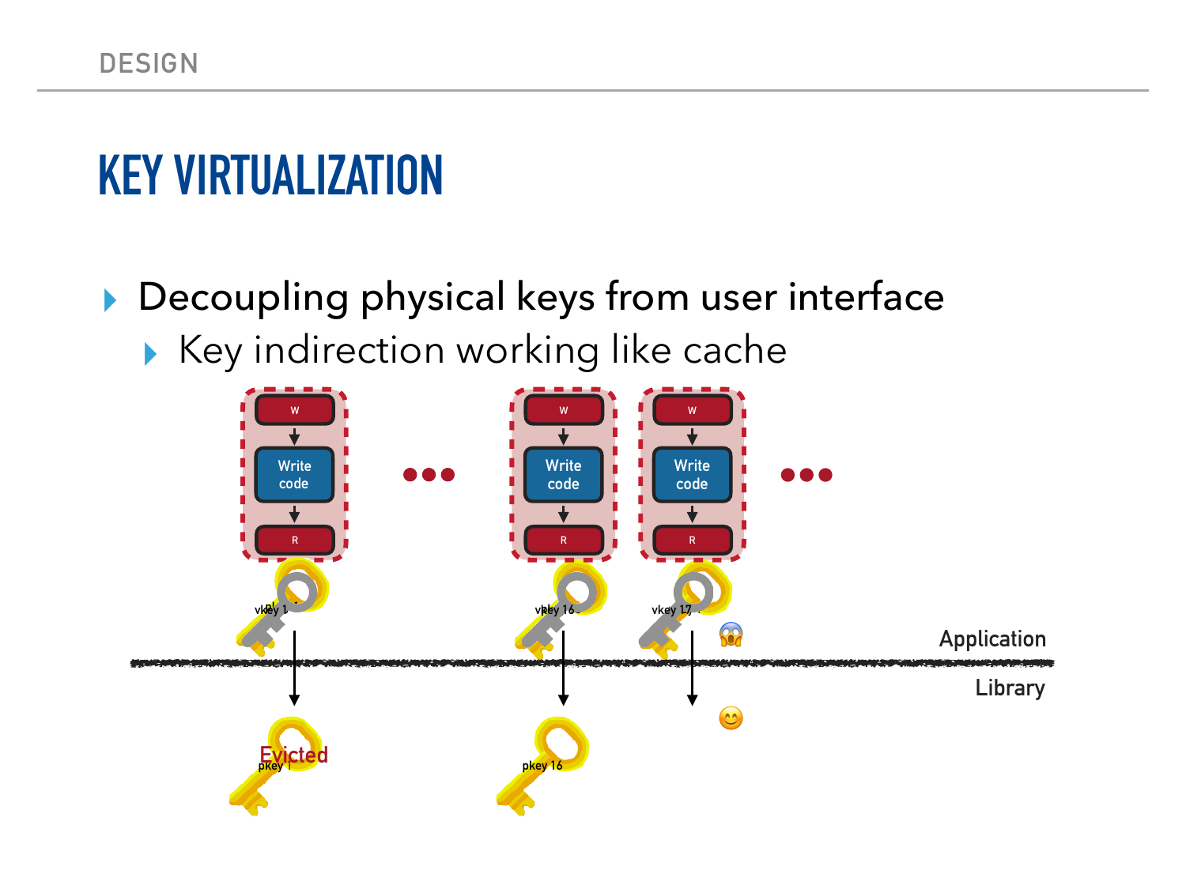# KEY VIRTUALIZATION

- Decoupling physical keys from user interface
  - Key indirection working like cache

W → Write code → R ••• W → Write code → R | W → Write code → R •••

vkey 1 | vkey 16 | vkey 17

Application

Library

pkey 1 (Evicted) | pkey 16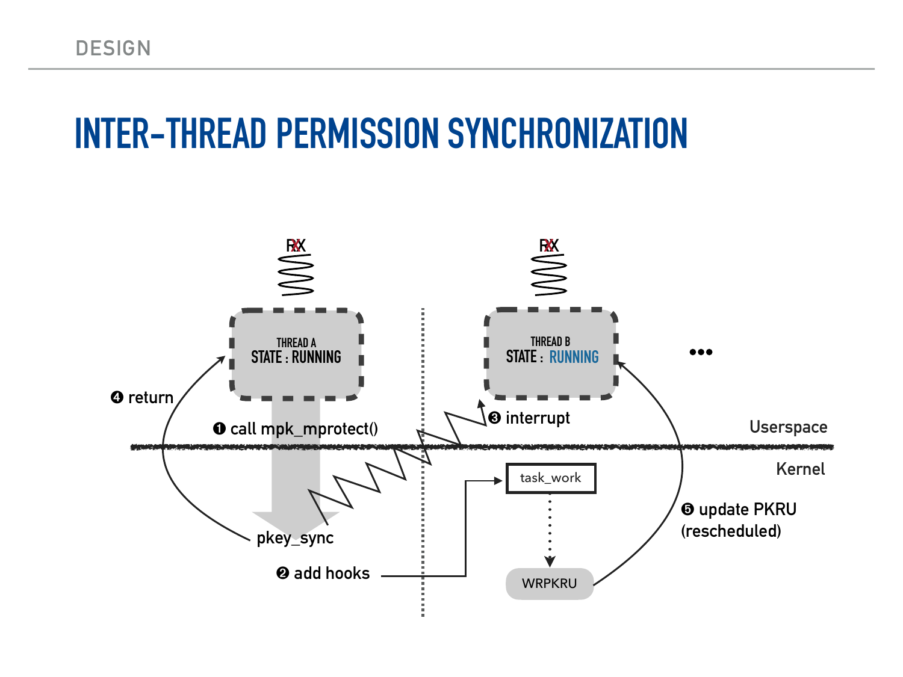# INTER-THREAD PERMISSION SYNCHRONIZATION

RX

THREAD A
STATE : RUNNING

RX

THREAD B
STATE : RUNNING

•••

❹ return

❶ call mpk_mprotect()

❸ interrupt

Userspace

Kernel

task_work

pkey_sync

❺ update PKRU (rescheduled)

❷ add hooks

WRPKRU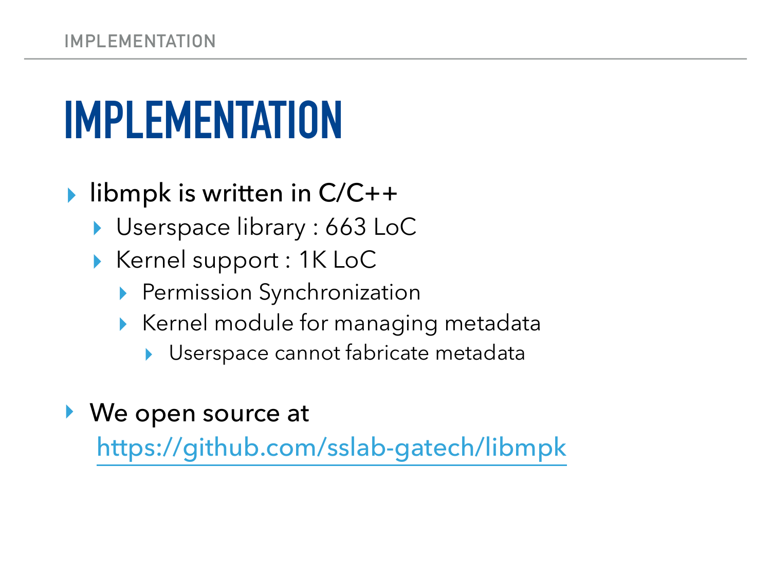# IMPLEMENTATION

- libmpk is written in C/C++
  - Userspace library : 663 LoC
  - Kernel support : 1K LoC
    - Permission Synchronization
    - Kernel module for managing metadata
      - Userspace cannot fabricate metadata

- We open source at
  https://github.com/sslab-gatech/libmpk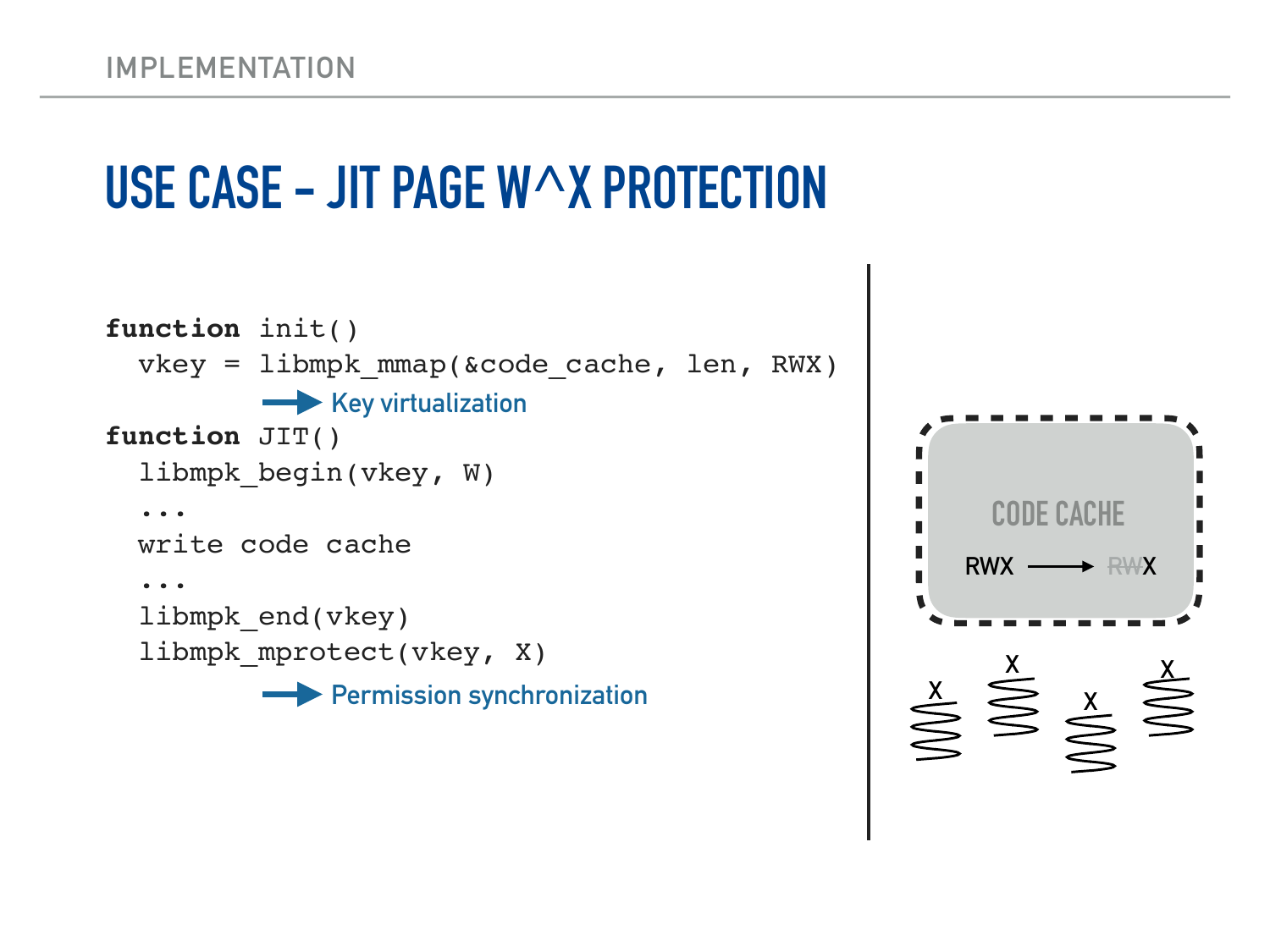## USE CASE - JIT PAGE W^X PROTECTION

```
function init()
  vkey = libmpk_mmap(&code_cache, len, RWX)
```

→ Key virtualization

```
function JIT()
  libmpk_begin(vkey, W)
  ...
  write code cache
  ...
  libmpk_end(vkey)
  libmpk_mprotect(vkey, X)
```

→ Permission synchronization

CODE CACHE

RWX ⟶ ~~RW~~X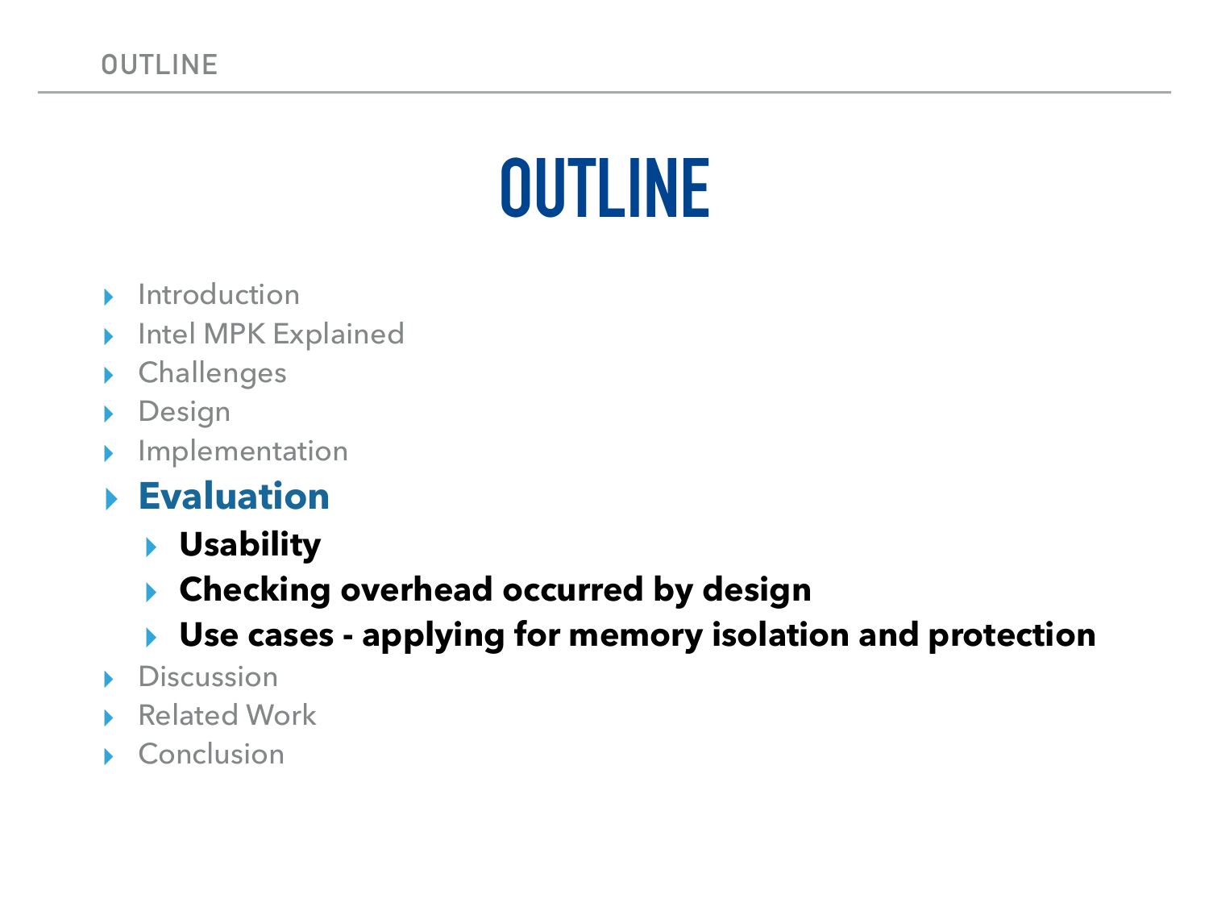# OUTLINE

- Introduction
- Intel MPK Explained
- Challenges
- Design
- Implementation
- **Evaluation**
  - **Usability**
  - **Checking overhead occurred by design**
  - **Use cases - applying for memory isolation and protection**
- Discussion
- Related Work
- Conclusion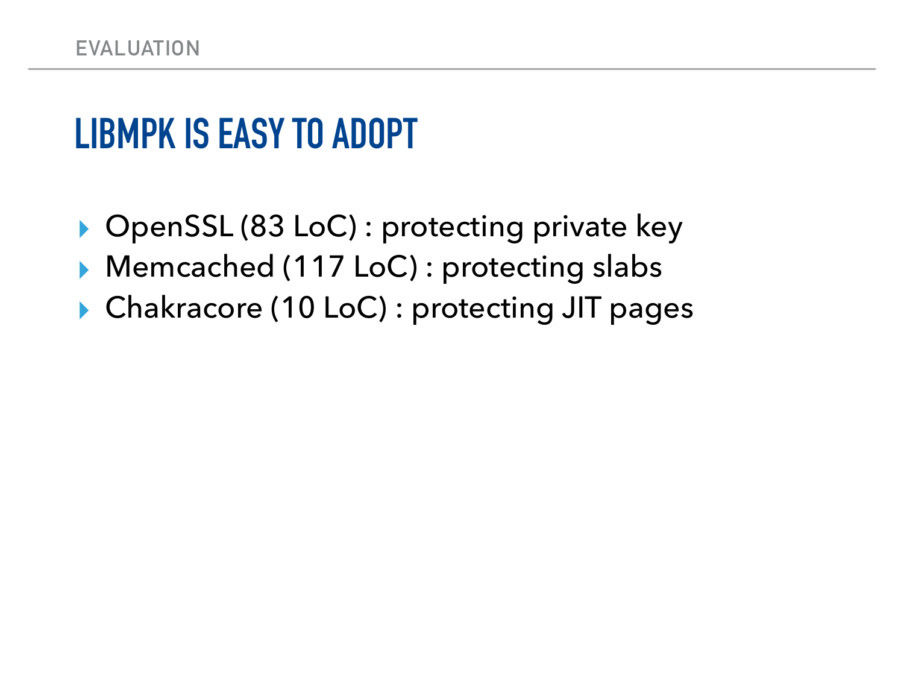EVALUATION

# LIBMPK IS EASY TO ADOPT

- OpenSSL (83 LoC) : protecting private key
- Memcached (117 LoC) : protecting slabs
- Chakracore (10 LoC) : protecting JIT pages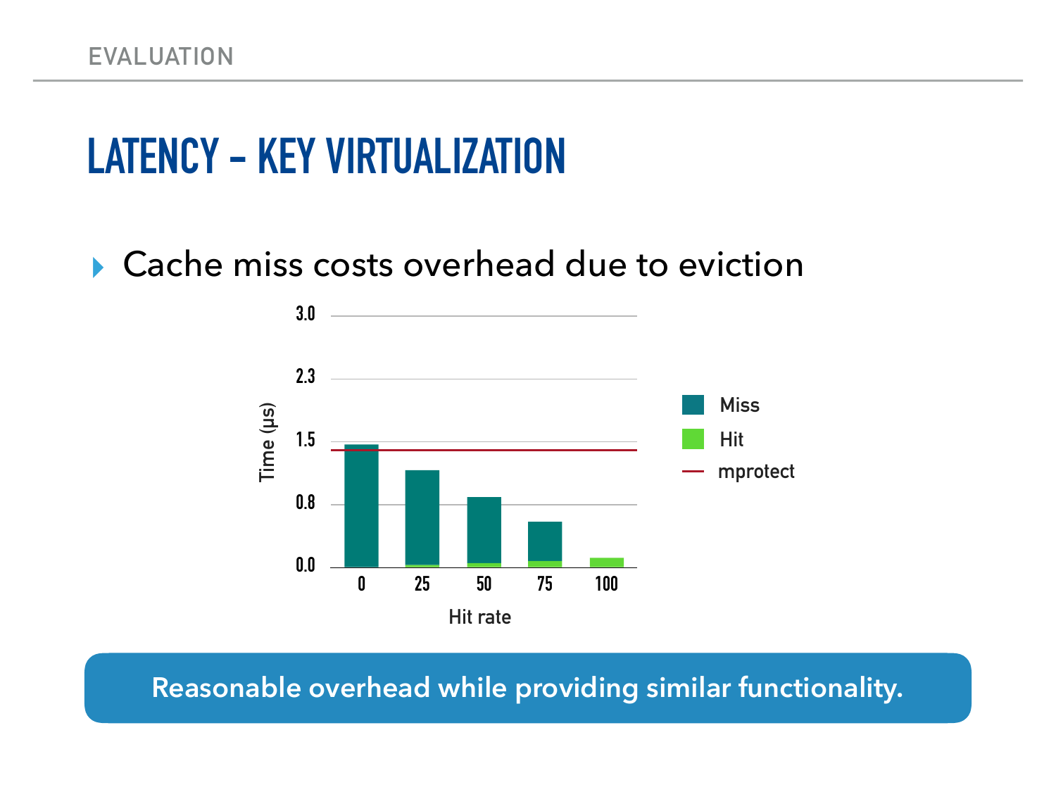EVALUATION

# LATENCY – KEY VIRTUALIZATION

- Cache miss costs overhead due to eviction

**Reasonable overhead while providing similar functionality.**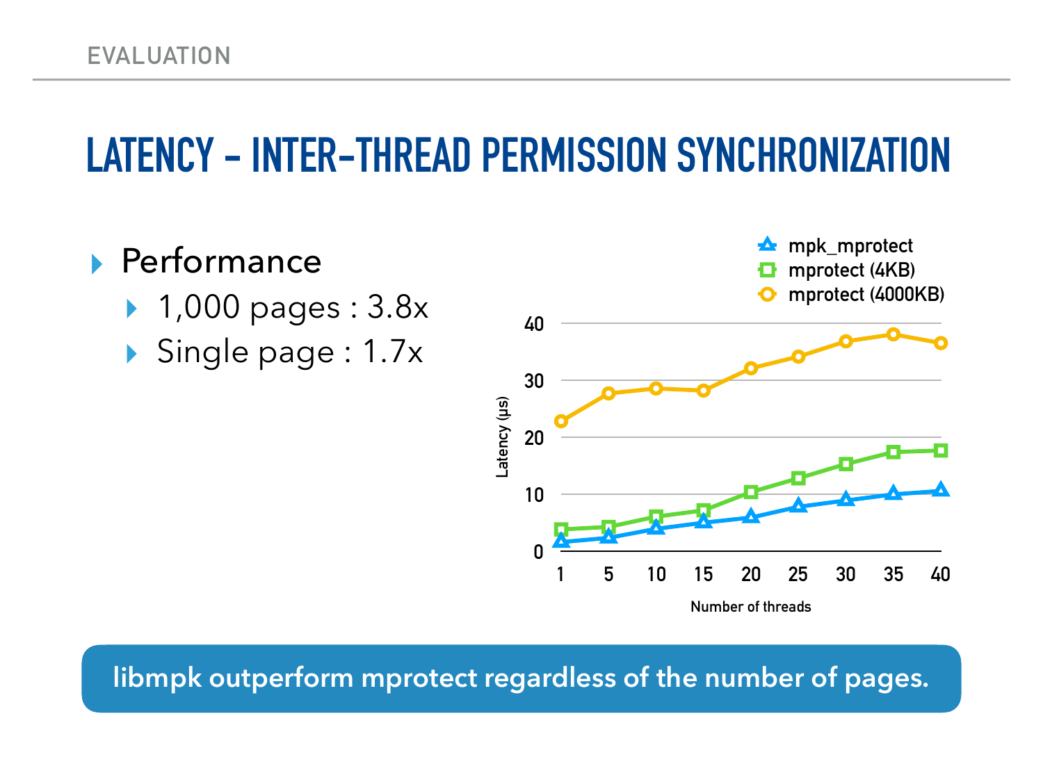EVALUATION

# LATENCY - INTER-THREAD PERMISSION SYNCHRONIZATION

- Performance
  - 1,000 pages : 3.8x
  - Single page : 1.7x

**libmpk outperform mprotect regardless of the number of pages.**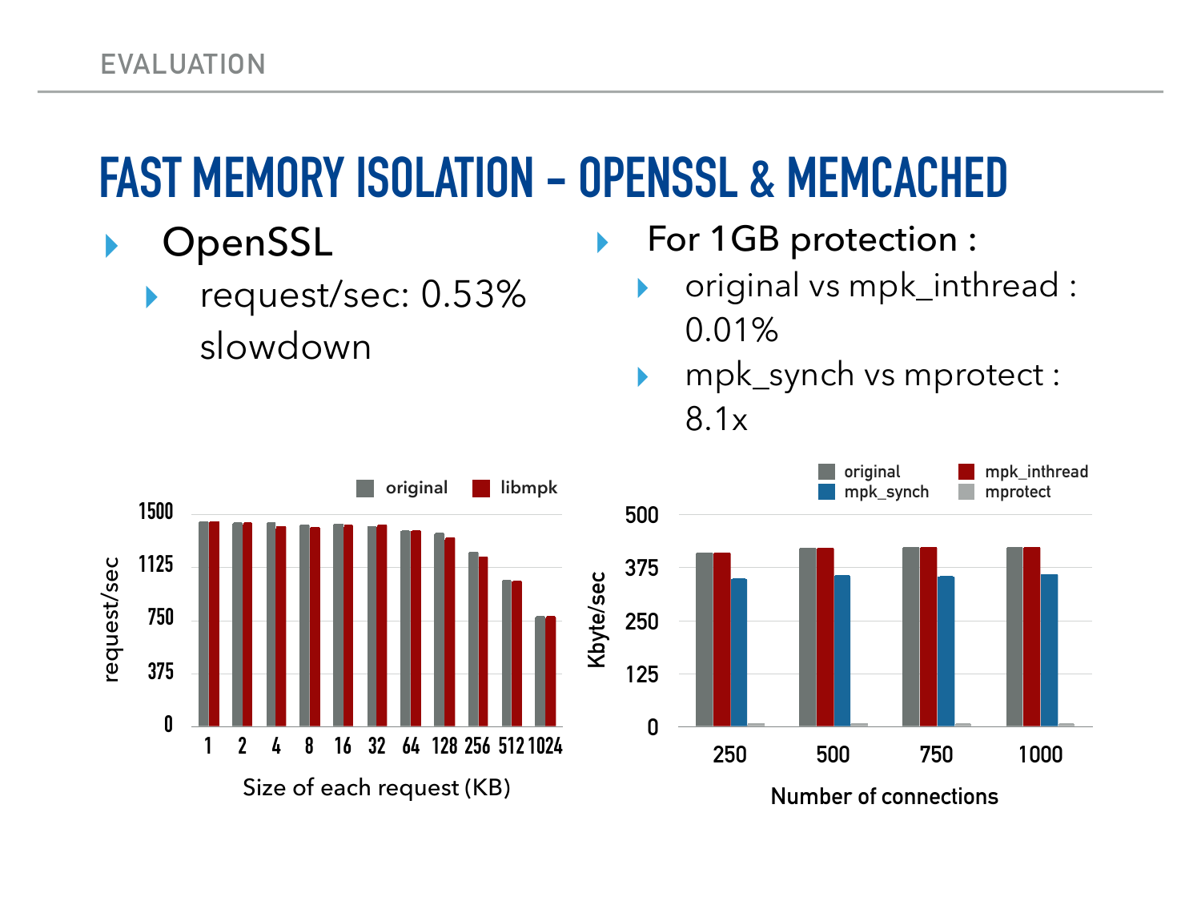EVALUATION

# FAST MEMORY ISOLATION – OPENSSL & MEMCACHED

- OpenSSL
  - request/sec: 0.53% slowdown

- For 1GB protection :
  - original vs mpk_inthread : 0.01%
  - mpk_synch vs mprotect : 8.1x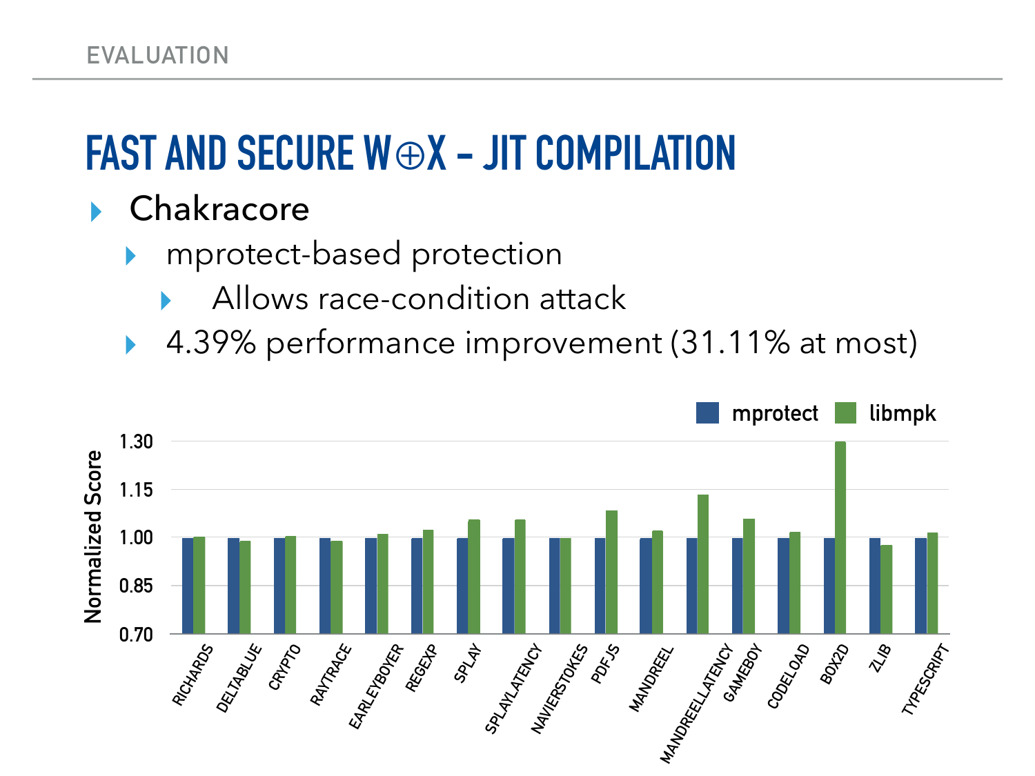EVALUATION

# FAST AND SECURE W⊕X – JIT COMPILATION

- Chakracore
  - mprotect-based protection
    - Allows race-condition attack
  - 4.39% performance improvement (31.11% at most)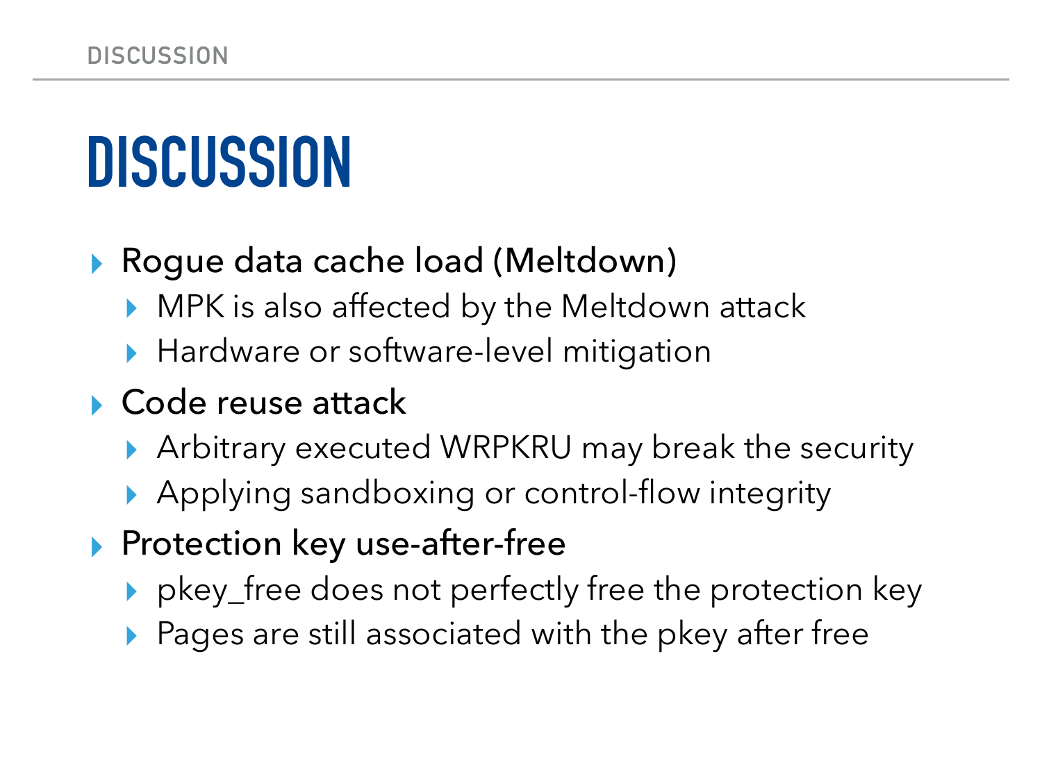# DISCUSSION

- Rogue data cache load (Meltdown)
  - MPK is also affected by the Meltdown attack
  - Hardware or software-level mitigation
- Code reuse attack
  - Arbitrary executed WRPKRU may break the security
  - Applying sandboxing or control-flow integrity
- Protection key use-after-free
  - pkey_free does not perfectly free the protection key
  - Pages are still associated with the pkey after free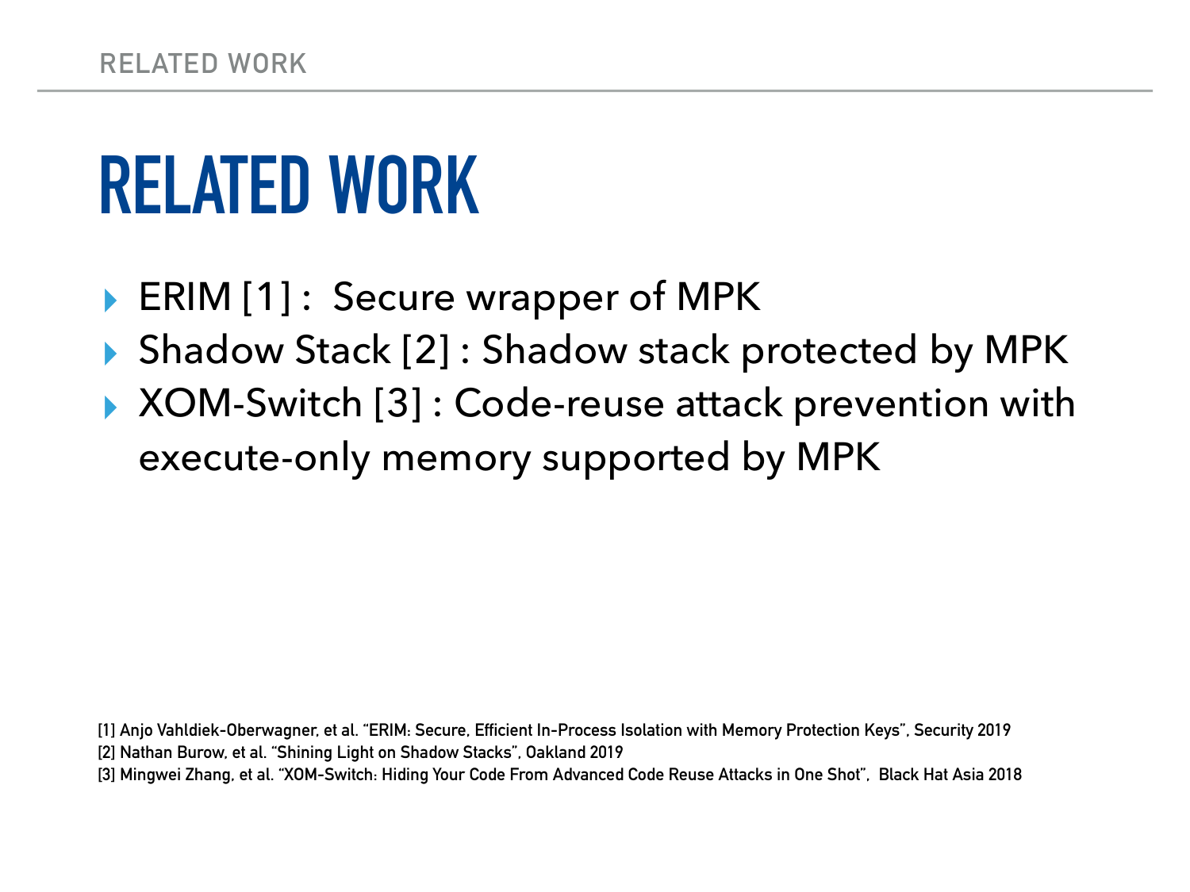# RELATED WORK

- ERIM [1] : Secure wrapper of MPK
- Shadow Stack [2] : Shadow stack protected by MPK
- XOM-Switch [3] : Code-reuse attack prevention with execute-only memory supported by MPK

[1] Anjo Vahldiek-Oberwagner, et al. "ERIM: Secure, Efficient In-Process Isolation with Memory Protection Keys", Security 2019
[2] Nathan Burow, et al. "Shining Light on Shadow Stacks", Oakland 2019
[3] Mingwei Zhang, et al. "XOM-Switch: Hiding Your Code From Advanced Code Reuse Attacks in One Shot", Black Hat Asia 2018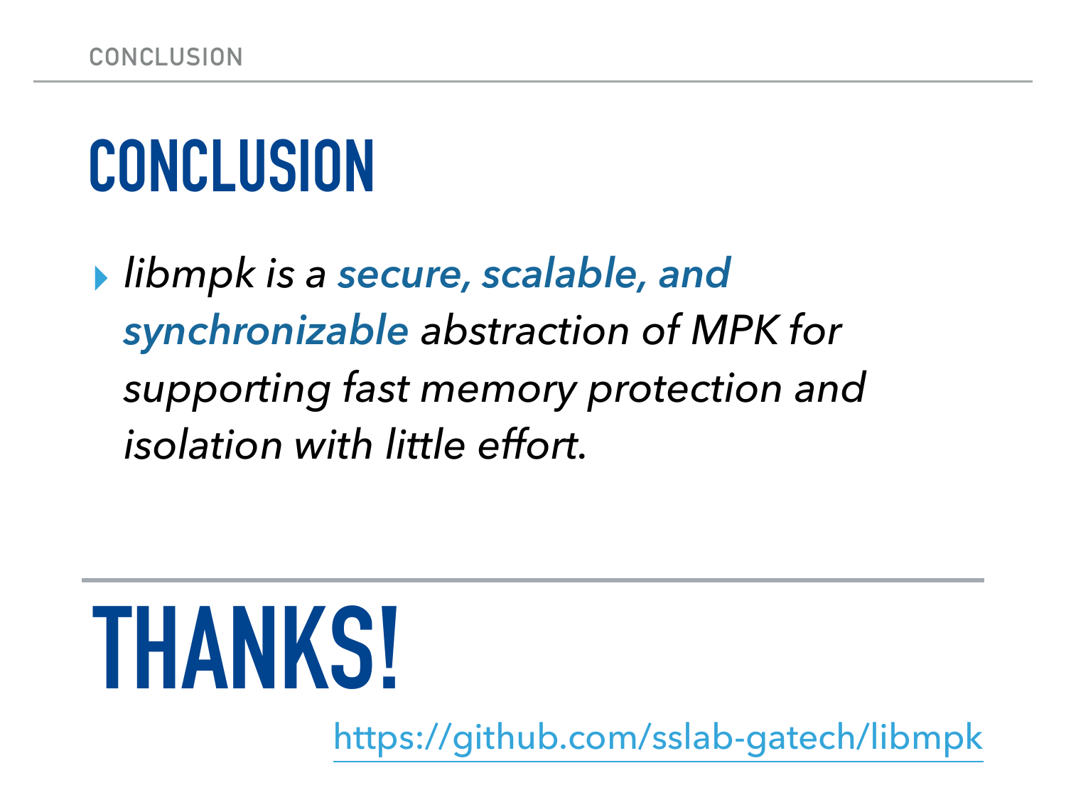# CONCLUSION

- *libmpk is a* ***secure, scalable, and synchronizable*** *abstraction of MPK for supporting fast memory protection and isolation with little effort.*

---

# THANKS!

https://github.com/sslab-gatech/libmpk